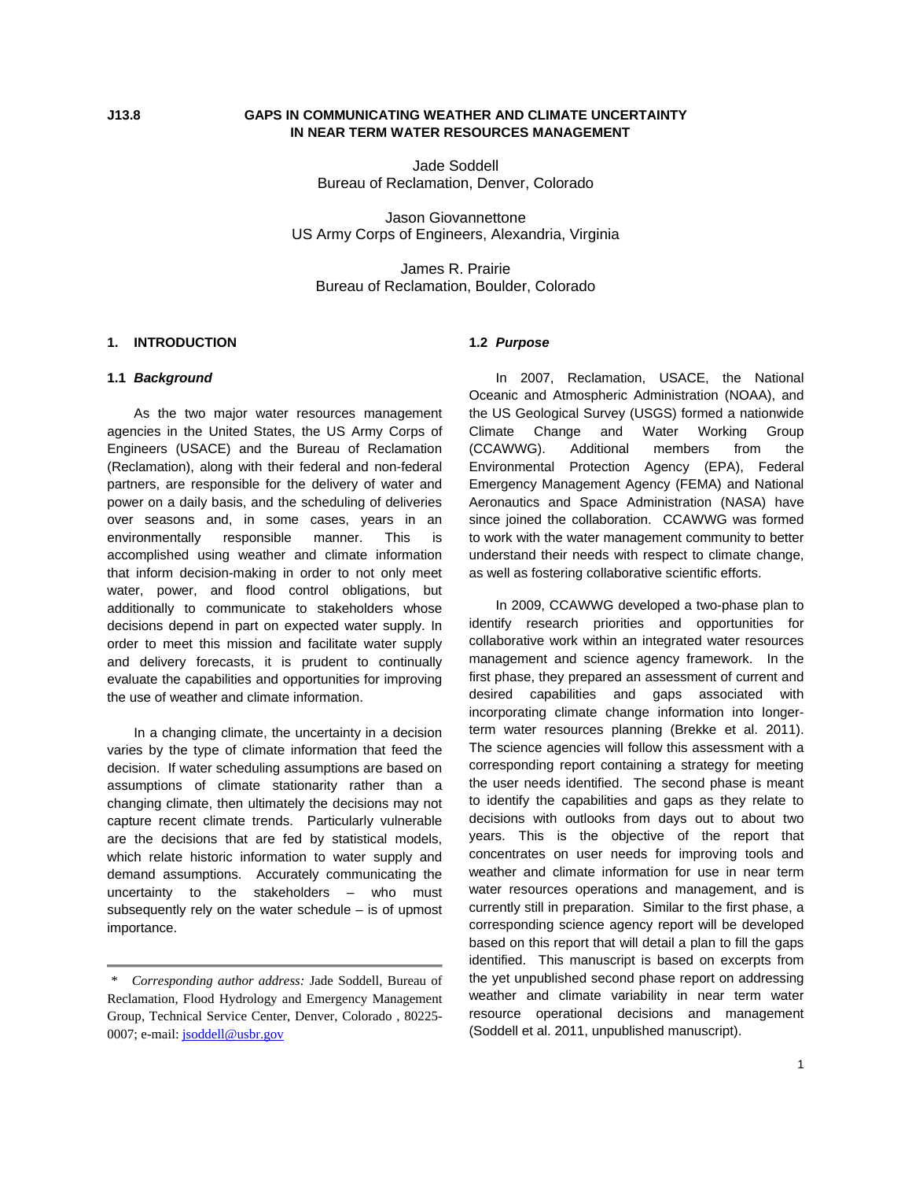J13.8

# GAPS IN COMMUNICATING WEATHER AND CLIMATE UNCERTAINTY IN NEAR TERM WATER RESOURCES MANAGEMENT

Jade Soddell
Bureau of Reclamation, Denver, Colorado

Jason Giovannettone
US Army Corps of Engineers, Alexandria, Virginia

James R. Prairie
Bureau of Reclamation, Boulder, Colorado

## 1. INTRODUCTION

### 1.1 *Background*

As the two major water resources management agencies in the United States, the US Army Corps of Engineers (USACE) and the Bureau of Reclamation (Reclamation), along with their federal and non-federal partners, are responsible for the delivery of water and power on a daily basis, and the scheduling of deliveries over seasons and, in some cases, years in an environmentally responsible manner. This is accomplished using weather and climate information that inform decision-making in order to not only meet water, power, and flood control obligations, but additionally to communicate to stakeholders whose decisions depend in part on expected water supply. In order to meet this mission and facilitate water supply and delivery forecasts, it is prudent to continually evaluate the capabilities and opportunities for improving the use of weather and climate information.

In a changing climate, the uncertainty in a decision varies by the type of climate information that feed the decision. If water scheduling assumptions are based on assumptions of climate stationarity rather than a changing climate, then ultimately the decisions may not capture recent climate trends. Particularly vulnerable are the decisions that are fed by statistical models, which relate historic information to water supply and demand assumptions. Accurately communicating the uncertainty to the stakeholders – who must subsequently rely on the water schedule – is of upmost importance.

### 1.2 *Purpose*

In 2007, Reclamation, USACE, the National Oceanic and Atmospheric Administration (NOAA), and the US Geological Survey (USGS) formed a nationwide Climate Change and Water Working Group (CCAWWG). Additional members from the Environmental Protection Agency (EPA), Federal Emergency Management Agency (FEMA) and National Aeronautics and Space Administration (NASA) have since joined the collaboration. CCAWWG was formed to work with the water management community to better understand their needs with respect to climate change, as well as fostering collaborative scientific efforts.

In 2009, CCAWWG developed a two-phase plan to identify research priorities and opportunities for collaborative work within an integrated water resources management and science agency framework. In the first phase, they prepared an assessment of current and desired capabilities and gaps associated with incorporating climate change information into longer-term water resources planning (Brekke et al. 2011). The science agencies will follow this assessment with a corresponding report containing a strategy for meeting the user needs identified. The second phase is meant to identify the capabilities and gaps as they relate to decisions with outlooks from days out to about two years. This is the objective of the report that concentrates on user needs for improving tools and weather and climate information for use in near term water resources operations and management, and is currently still in preparation. Similar to the first phase, a corresponding science agency report will be developed based on this report that will detail a plan to fill the gaps identified. This manuscript is based on excerpts from the yet unpublished second phase report on addressing weather and climate variability in near term water resource operational decisions and management (Soddell et al. 2011, unpublished manuscript).

---

\* *Corresponding author address:* Jade Soddell, Bureau of Reclamation, Flood Hydrology and Emergency Management Group, Technical Service Center, Denver, Colorado , 80225-0007; e-mail: jsoddell@usbr.gov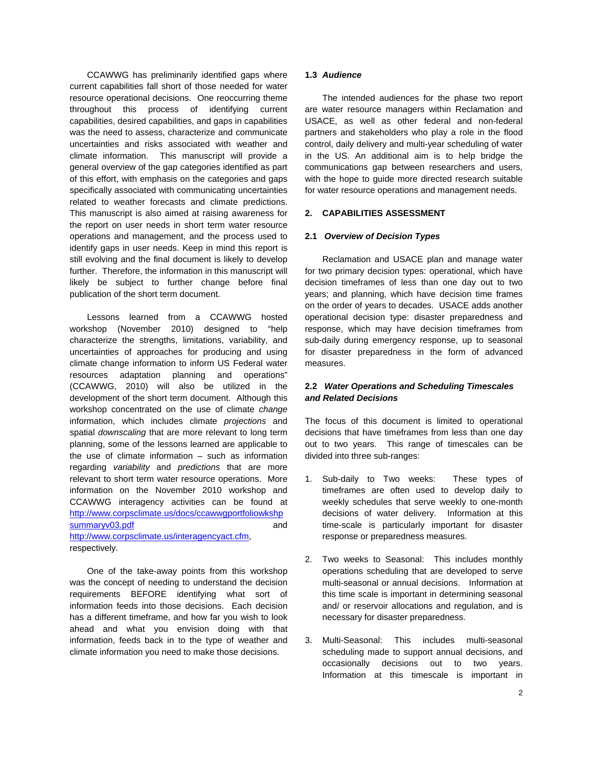CCAWWG has preliminarily identified gaps where current capabilities fall short of those needed for water resource operational decisions. One reoccurring theme throughout this process of identifying current capabilities, desired capabilities, and gaps in capabilities was the need to assess, characterize and communicate uncertainties and risks associated with weather and climate information. This manuscript will provide a general overview of the gap categories identified as part of this effort, with emphasis on the categories and gaps specifically associated with communicating uncertainties related to weather forecasts and climate predictions. This manuscript is also aimed at raising awareness for the report on user needs in short term water resource operations and management, and the process used to identify gaps in user needs. Keep in mind this report is still evolving and the final document is likely to develop further. Therefore, the information in this manuscript will likely be subject to further change before final publication of the short term document.

Lessons learned from a CCAWWG hosted workshop (November 2010) designed to "help characterize the strengths, limitations, variability, and uncertainties of approaches for producing and using climate change information to inform US Federal water resources adaptation planning and operations" (CCAWWG, 2010) will also be utilized in the development of the short term document. Although this workshop concentrated on the use of climate *change* information, which includes climate *projections* and spatial *downscaling* that are more relevant to long term planning, some of the lessons learned are applicable to the use of climate information – such as information regarding *variability* and *predictions* that are more relevant to short term water resource operations. More information on the November 2010 workshop and CCAWWG interagency activities can be found at [http://www.corpsclimate.us/docs/ccawwgportfoliowkshpsummaryv03.pdf](http://www.corpsclimate.us/docs/ccawwgportfoliowkshpsummaryv03.pdf) and [http://www.corpsclimate.us/interagencyact.cfm](http://www.corpsclimate.us/interagencyact.cfm), respectively.

One of the take-away points from this workshop was the concept of needing to understand the decision requirements BEFORE identifying what sort of information feeds into those decisions. Each decision has a different timeframe, and how far you wish to look ahead and what you envision doing with that information, feeds back in to the type of weather and climate information you need to make those decisions.

### 1.3 *Audience*

The intended audiences for the phase two report are water resource managers within Reclamation and USACE, as well as other federal and non-federal partners and stakeholders who play a role in the flood control, daily delivery and multi-year scheduling of water in the US. An additional aim is to help bridge the communications gap between researchers and users, with the hope to guide more directed research suitable for water resource operations and management needs.

## 2. CAPABILITIES ASSESSMENT

### 2.1 *Overview of Decision Types*

Reclamation and USACE plan and manage water for two primary decision types: operational, which have decision timeframes of less than one day out to two years; and planning, which have decision time frames on the order of years to decades. USACE adds another operational decision type: disaster preparedness and response, which may have decision timeframes from sub-daily during emergency response, up to seasonal for disaster preparedness in the form of advanced measures.

### 2.2 *Water Operations and Scheduling Timescales and Related Decisions*

The focus of this document is limited to operational decisions that have timeframes from less than one day out to two years. This range of timescales can be divided into three sub-ranges:

1. Sub-daily to Two weeks: These types of timeframes are often used to develop daily to weekly schedules that serve weekly to one-month decisions of water delivery. Information at this time-scale is particularly important for disaster response or preparedness measures.

2. Two weeks to Seasonal: This includes monthly operations scheduling that are developed to serve multi-seasonal or annual decisions. Information at this time scale is important in determining seasonal and/ or reservoir allocations and regulation, and is necessary for disaster preparedness.

3. Multi-Seasonal: This includes multi-seasonal scheduling made to support annual decisions, and occasionally decisions out to two years. Information at this timescale is important in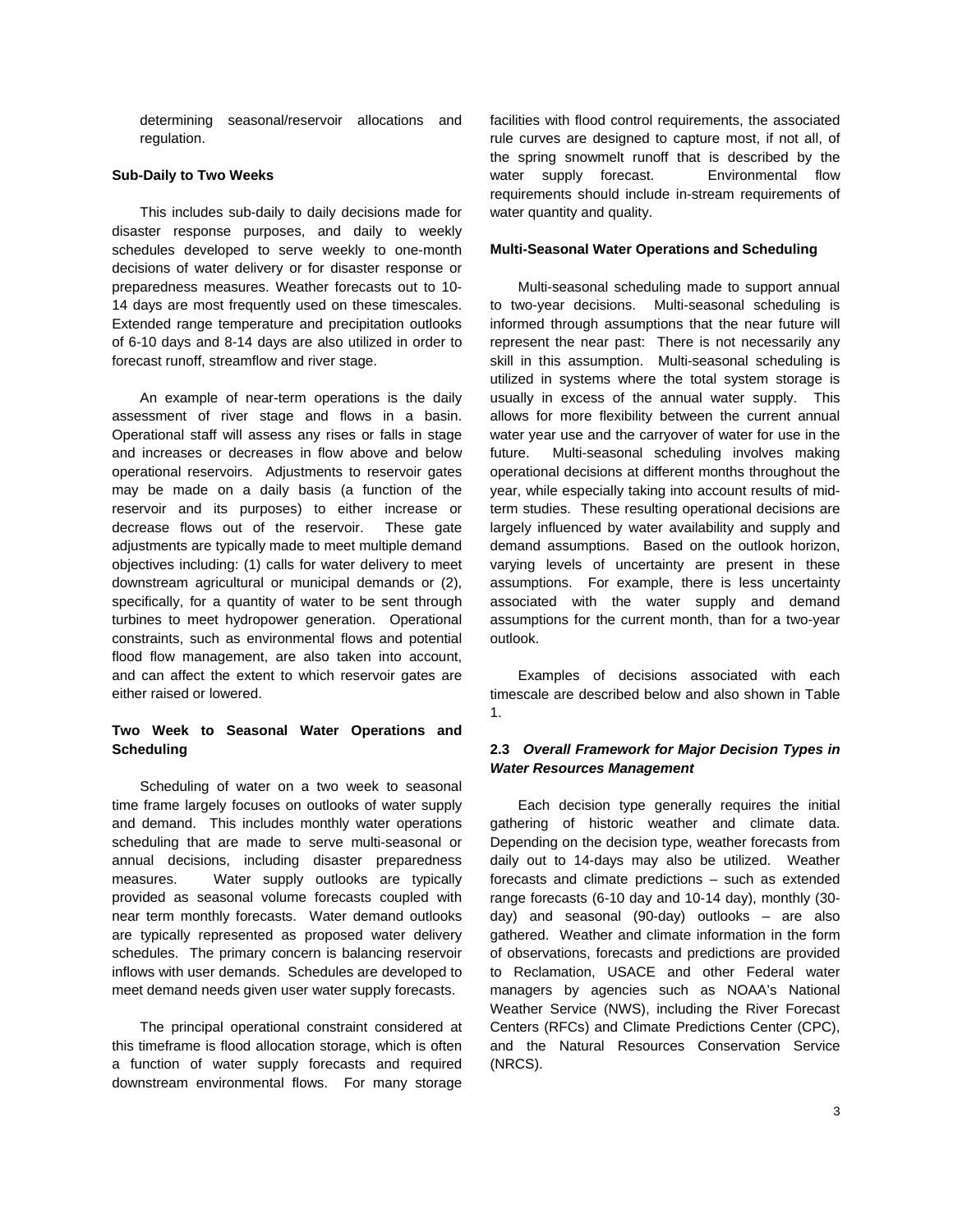determining seasonal/reservoir allocations and regulation.

**Sub-Daily to Two Weeks**

This includes sub-daily to daily decisions made for disaster response purposes, and daily to weekly schedules developed to serve weekly to one-month decisions of water delivery or for disaster response or preparedness measures. Weather forecasts out to 10-14 days are most frequently used on these timescales. Extended range temperature and precipitation outlooks of 6-10 days and 8-14 days are also utilized in order to forecast runoff, streamflow and river stage.

An example of near-term operations is the daily assessment of river stage and flows in a basin. Operational staff will assess any rises or falls in stage and increases or decreases in flow above and below operational reservoirs. Adjustments to reservoir gates may be made on a daily basis (a function of the reservoir and its purposes) to either increase or decrease flows out of the reservoir. These gate adjustments are typically made to meet multiple demand objectives including: (1) calls for water delivery to meet downstream agricultural or municipal demands or (2), specifically, for a quantity of water to be sent through turbines to meet hydropower generation. Operational constraints, such as environmental flows and potential flood flow management, are also taken into account, and can affect the extent to which reservoir gates are either raised or lowered.

**Two Week to Seasonal Water Operations and Scheduling**

Scheduling of water on a two week to seasonal time frame largely focuses on outlooks of water supply and demand. This includes monthly water operations scheduling that are made to serve multi-seasonal or annual decisions, including disaster preparedness measures. Water supply outlooks are typically provided as seasonal volume forecasts coupled with near term monthly forecasts. Water demand outlooks are typically represented as proposed water delivery schedules. The primary concern is balancing reservoir inflows with user demands. Schedules are developed to meet demand needs given user water supply forecasts.

The principal operational constraint considered at this timeframe is flood allocation storage, which is often a function of water supply forecasts and required downstream environmental flows. For many storage facilities with flood control requirements, the associated rule curves are designed to capture most, if not all, of the spring snowmelt runoff that is described by the water supply forecast. Environmental flow requirements should include in-stream requirements of water quantity and quality.

**Multi-Seasonal Water Operations and Scheduling**

Multi-seasonal scheduling made to support annual to two-year decisions. Multi-seasonal scheduling is informed through assumptions that the near future will represent the near past: There is not necessarily any skill in this assumption. Multi-seasonal scheduling is utilized in systems where the total system storage is usually in excess of the annual water supply. This allows for more flexibility between the current annual water year use and the carryover of water for use in the future. Multi-seasonal scheduling involves making operational decisions at different months throughout the year, while especially taking into account results of mid-term studies. These resulting operational decisions are largely influenced by water availability and supply and demand assumptions. Based on the outlook horizon, varying levels of uncertainty are present in these assumptions. For example, there is less uncertainty associated with the water supply and demand assumptions for the current month, than for a two-year outlook.

Examples of decisions associated with each timescale are described below and also shown in Table 1.

### 2.3 *Overall Framework for Major Decision Types in Water Resources Management*

Each decision type generally requires the initial gathering of historic weather and climate data. Depending on the decision type, weather forecasts from daily out to 14-days may also be utilized. Weather forecasts and climate predictions – such as extended range forecasts (6-10 day and 10-14 day), monthly (30-day) and seasonal (90-day) outlooks – are also gathered. Weather and climate information in the form of observations, forecasts and predictions are provided to Reclamation, USACE and other Federal water managers by agencies such as NOAA's National Weather Service (NWS), including the River Forecast Centers (RFCs) and Climate Predictions Center (CPC), and the Natural Resources Conservation Service (NRCS).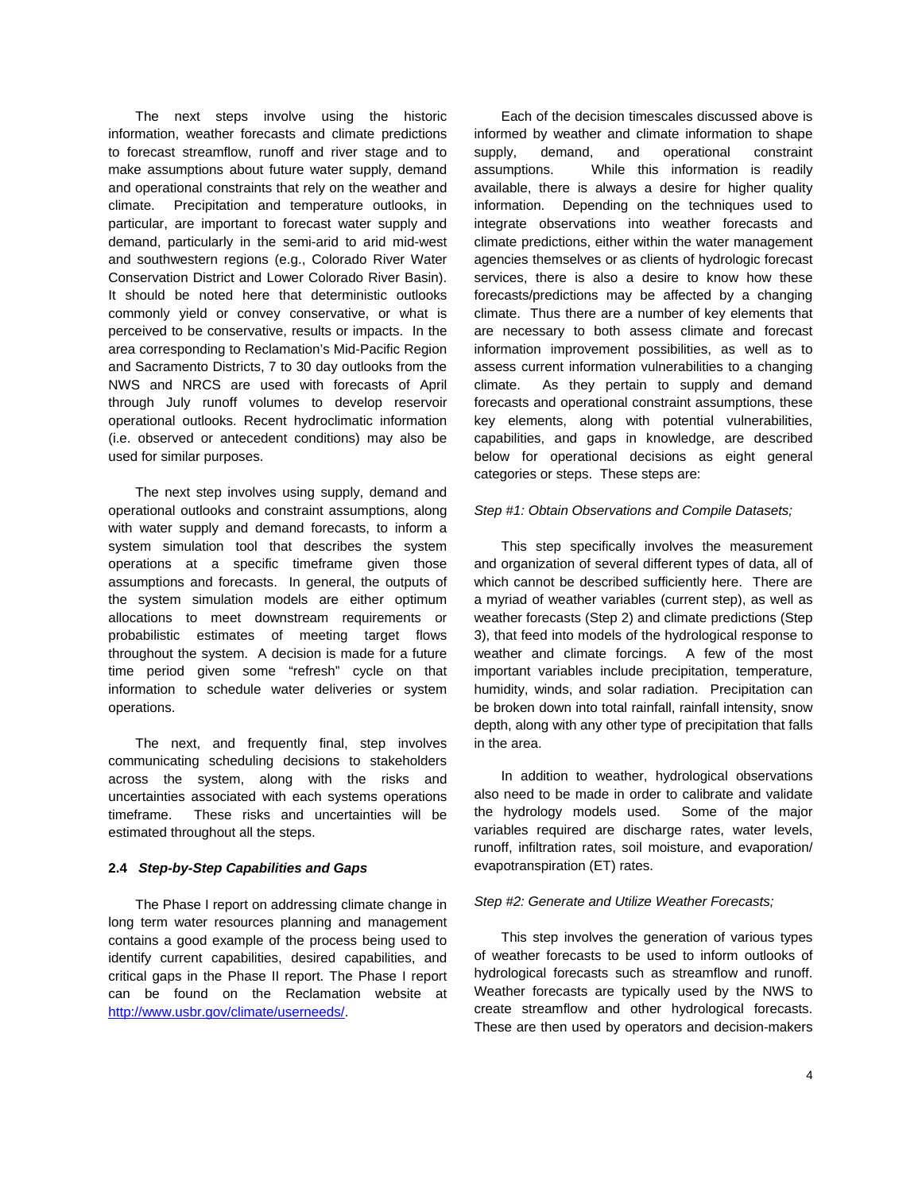The next steps involve using the historic information, weather forecasts and climate predictions to forecast streamflow, runoff and river stage and to make assumptions about future water supply, demand and operational constraints that rely on the weather and climate. Precipitation and temperature outlooks, in particular, are important to forecast water supply and demand, particularly in the semi-arid to arid mid-west and southwestern regions (e.g., Colorado River Water Conservation District and Lower Colorado River Basin). It should be noted here that deterministic outlooks commonly yield or convey conservative, or what is perceived to be conservative, results or impacts. In the area corresponding to Reclamation's Mid-Pacific Region and Sacramento Districts, 7 to 30 day outlooks from the NWS and NRCS are used with forecasts of April through July runoff volumes to develop reservoir operational outlooks. Recent hydroclimatic information (i.e. observed or antecedent conditions) may also be used for similar purposes.

The next step involves using supply, demand and operational outlooks and constraint assumptions, along with water supply and demand forecasts, to inform a system simulation tool that describes the system operations at a specific timeframe given those assumptions and forecasts. In general, the outputs of the system simulation models are either optimum allocations to meet downstream requirements or probabilistic estimates of meeting target flows throughout the system. A decision is made for a future time period given some "refresh" cycle on that information to schedule water deliveries or system operations.

The next, and frequently final, step involves communicating scheduling decisions to stakeholders across the system, along with the risks and uncertainties associated with each systems operations timeframe. These risks and uncertainties will be estimated throughout all the steps.

### 2.4 *Step-by-Step Capabilities and Gaps*

The Phase I report on addressing climate change in long term water resources planning and management contains a good example of the process being used to identify current capabilities, desired capabilities, and critical gaps in the Phase II report. The Phase I report can be found on the Reclamation website at http://www.usbr.gov/climate/userneeds/.

Each of the decision timescales discussed above is informed by weather and climate information to shape supply, demand, and operational constraint assumptions. While this information is readily available, there is always a desire for higher quality information. Depending on the techniques used to integrate observations into weather forecasts and climate predictions, either within the water management agencies themselves or as clients of hydrologic forecast services, there is also a desire to know how these forecasts/predictions may be affected by a changing climate. Thus there are a number of key elements that are necessary to both assess climate and forecast information improvement possibilities, as well as to assess current information vulnerabilities to a changing climate. As they pertain to supply and demand forecasts and operational constraint assumptions, these key elements, along with potential vulnerabilities, capabilities, and gaps in knowledge, are described below for operational decisions as eight general categories or steps. These steps are:

*Step #1: Obtain Observations and Compile Datasets;*

This step specifically involves the measurement and organization of several different types of data, all of which cannot be described sufficiently here. There are a myriad of weather variables (current step), as well as weather forecasts (Step 2) and climate predictions (Step 3), that feed into models of the hydrological response to weather and climate forcings. A few of the most important variables include precipitation, temperature, humidity, winds, and solar radiation. Precipitation can be broken down into total rainfall, rainfall intensity, snow depth, along with any other type of precipitation that falls in the area.

In addition to weather, hydrological observations also need to be made in order to calibrate and validate the hydrology models used. Some of the major variables required are discharge rates, water levels, runoff, infiltration rates, soil moisture, and evaporation/ evapotranspiration (ET) rates.

*Step #2: Generate and Utilize Weather Forecasts;*

This step involves the generation of various types of weather forecasts to be used to inform outlooks of hydrological forecasts such as streamflow and runoff. Weather forecasts are typically used by the NWS to create streamflow and other hydrological forecasts. These are then used by operators and decision-makers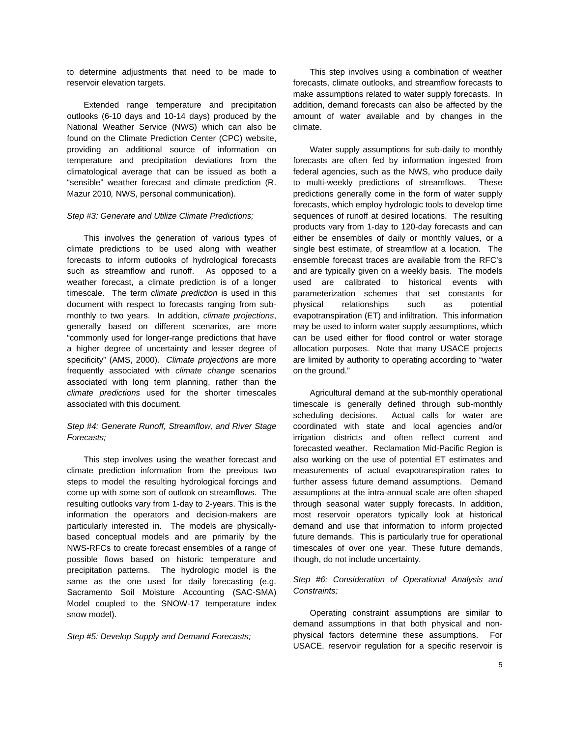to determine adjustments that need to be made to reservoir elevation targets.

Extended range temperature and precipitation outlooks (6-10 days and 10-14 days) produced by the National Weather Service (NWS) which can also be found on the Climate Prediction Center (CPC) website, providing an additional source of information on temperature and precipitation deviations from the climatological average that can be issued as both a "sensible" weather forecast and climate prediction (R. Mazur 2010*,* NWS, personal communication).

*Step #3: Generate and Utilize Climate Predictions;*

This involves the generation of various types of climate predictions to be used along with weather forecasts to inform outlooks of hydrological forecasts such as streamflow and runoff. As opposed to a weather forecast, a climate prediction is of a longer timescale. The term *climate prediction* is used in this document with respect to forecasts ranging from sub-monthly to two years. In addition, *climate projections*, generally based on different scenarios, are more "commonly used for longer-range predictions that have a higher degree of uncertainty and lesser degree of specificity" (AMS, 2000). *Climate projections* are more frequently associated with *climate change* scenarios associated with long term planning, rather than the *climate predictions* used for the shorter timescales associated with this document.

*Step #4: Generate Runoff, Streamflow, and River Stage Forecasts;*

This step involves using the weather forecast and climate prediction information from the previous two steps to model the resulting hydrological forcings and come up with some sort of outlook on streamflows. The resulting outlooks vary from 1-day to 2-years. This is the information the operators and decision-makers are particularly interested in. The models are physically-based conceptual models and are primarily by the NWS-RFCs to create forecast ensembles of a range of possible flows based on historic temperature and precipitation patterns. The hydrologic model is the same as the one used for daily forecasting (e.g. Sacramento Soil Moisture Accounting (SAC-SMA) Model coupled to the SNOW-17 temperature index snow model).

*Step #5: Develop Supply and Demand Forecasts;*

This step involves using a combination of weather forecasts, climate outlooks, and streamflow forecasts to make assumptions related to water supply forecasts. In addition, demand forecasts can also be affected by the amount of water available and by changes in the climate.

Water supply assumptions for sub-daily to monthly forecasts are often fed by information ingested from federal agencies, such as the NWS, who produce daily to multi-weekly predictions of streamflows. These predictions generally come in the form of water supply forecasts, which employ hydrologic tools to develop time sequences of runoff at desired locations. The resulting products vary from 1-day to 120-day forecasts and can either be ensembles of daily or monthly values, or a single best estimate, of streamflow at a location. The ensemble forecast traces are available from the RFC's and are typically given on a weekly basis. The models used are calibrated to historical events with parameterization schemes that set constants for physical relationships such as potential evapotranspiration (ET) and infiltration. This information may be used to inform water supply assumptions, which can be used either for flood control or water storage allocation purposes. Note that many USACE projects are limited by authority to operating according to "water on the ground."

Agricultural demand at the sub-monthly operational timescale is generally defined through sub-monthly scheduling decisions. Actual calls for water are coordinated with state and local agencies and/or irrigation districts and often reflect current and forecasted weather. Reclamation Mid-Pacific Region is also working on the use of potential ET estimates and measurements of actual evapotranspiration rates to further assess future demand assumptions. Demand assumptions at the intra-annual scale are often shaped through seasonal water supply forecasts. In addition, most reservoir operators typically look at historical demand and use that information to inform projected future demands. This is particularly true for operational timescales of over one year. These future demands, though, do not include uncertainty.

*Step #6: Consideration of Operational Analysis and Constraints;*

Operating constraint assumptions are similar to demand assumptions in that both physical and non-physical factors determine these assumptions. For USACE, reservoir regulation for a specific reservoir is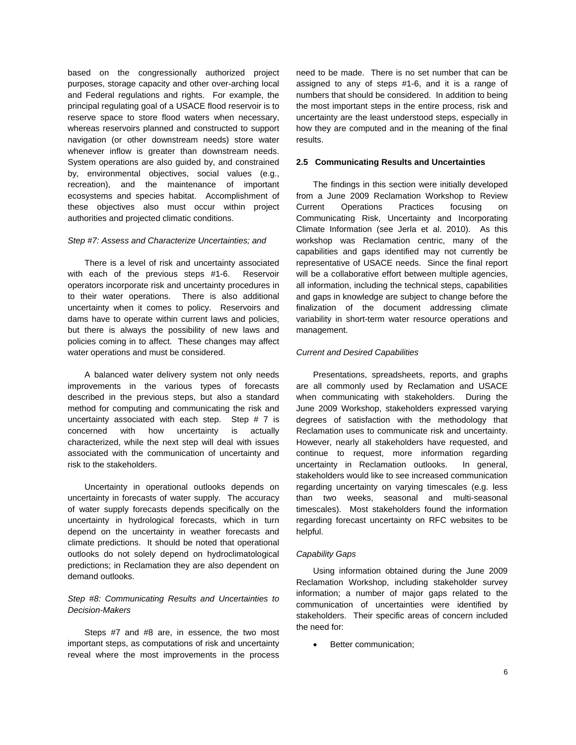based on the congressionally authorized project purposes, storage capacity and other over-arching local and Federal regulations and rights. For example, the principal regulating goal of a USACE flood reservoir is to reserve space to store flood waters when necessary, whereas reservoirs planned and constructed to support navigation (or other downstream needs) store water whenever inflow is greater than downstream needs. System operations are also guided by, and constrained by, environmental objectives, social values (e.g., recreation), and the maintenance of important ecosystems and species habitat. Accomplishment of these objectives also must occur within project authorities and projected climatic conditions.

*Step #7: Assess and Characterize Uncertainties; and*

There is a level of risk and uncertainty associated with each of the previous steps #1-6. Reservoir operators incorporate risk and uncertainty procedures in to their water operations. There is also additional uncertainty when it comes to policy. Reservoirs and dams have to operate within current laws and policies, but there is always the possibility of new laws and policies coming in to affect. These changes may affect water operations and must be considered.

A balanced water delivery system not only needs improvements in the various types of forecasts described in the previous steps, but also a standard method for computing and communicating the risk and uncertainty associated with each step. Step # 7 is concerned with how uncertainty is actually characterized, while the next step will deal with issues associated with the communication of uncertainty and risk to the stakeholders.

Uncertainty in operational outlooks depends on uncertainty in forecasts of water supply. The accuracy of water supply forecasts depends specifically on the uncertainty in hydrological forecasts, which in turn depend on the uncertainty in weather forecasts and climate predictions. It should be noted that operational outlooks do not solely depend on hydroclimatological predictions; in Reclamation they are also dependent on demand outlooks.

*Step #8: Communicating Results and Uncertainties to Decision-Makers*

Steps #7 and #8 are, in essence, the two most important steps, as computations of risk and uncertainty reveal where the most improvements in the process need to be made. There is no set number that can be assigned to any of steps #1-6, and it is a range of numbers that should be considered. In addition to being the most important steps in the entire process, risk and uncertainty are the least understood steps, especially in how they are computed and in the meaning of the final results.

### 2.5 Communicating Results and Uncertainties

The findings in this section were initially developed from a June 2009 Reclamation Workshop to Review Current Operations Practices focusing on Communicating Risk, Uncertainty and Incorporating Climate Information (see Jerla et al. 2010). As this workshop was Reclamation centric, many of the capabilities and gaps identified may not currently be representative of USACE needs. Since the final report will be a collaborative effort between multiple agencies, all information, including the technical steps, capabilities and gaps in knowledge are subject to change before the finalization of the document addressing climate variability in short-term water resource operations and management.

*Current and Desired Capabilities*

Presentations, spreadsheets, reports, and graphs are all commonly used by Reclamation and USACE when communicating with stakeholders. During the June 2009 Workshop, stakeholders expressed varying degrees of satisfaction with the methodology that Reclamation uses to communicate risk and uncertainty. However, nearly all stakeholders have requested, and continue to request, more information regarding uncertainty in Reclamation outlooks. In general, stakeholders would like to see increased communication regarding uncertainty on varying timescales (e.g. less than two weeks, seasonal and multi-seasonal timescales). Most stakeholders found the information regarding forecast uncertainty on RFC websites to be helpful.

*Capability Gaps*

Using information obtained during the June 2009 Reclamation Workshop, including stakeholder survey information; a number of major gaps related to the communication of uncertainties were identified by stakeholders. Their specific areas of concern included the need for:

- Better communication;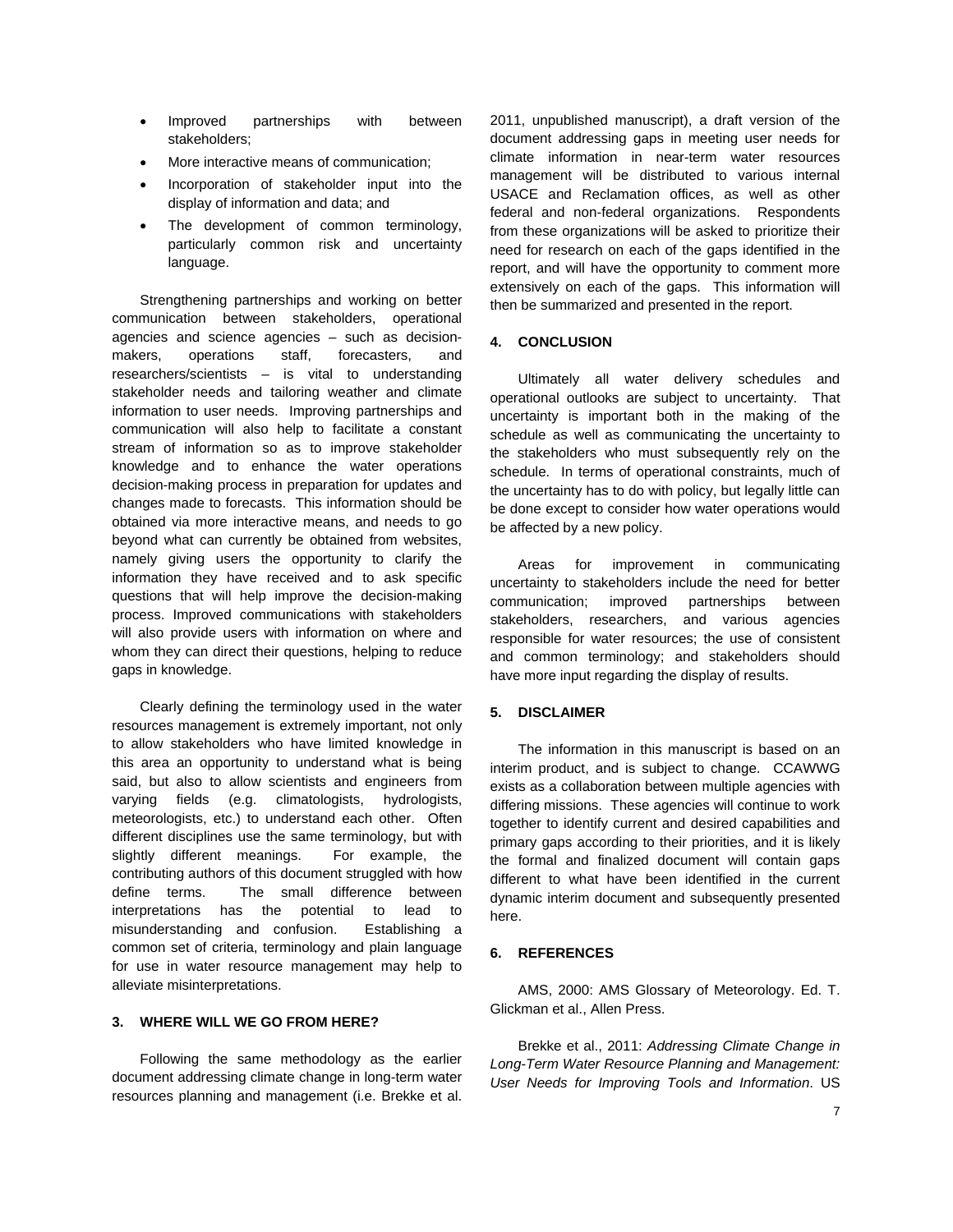- Improved partnerships with between stakeholders;
- More interactive means of communication;
- Incorporation of stakeholder input into the display of information and data; and
- The development of common terminology, particularly common risk and uncertainty language.

Strengthening partnerships and working on better communication between stakeholders, operational agencies and science agencies – such as decision-makers, operations staff, forecasters, and researchers/scientists – is vital to understanding stakeholder needs and tailoring weather and climate information to user needs. Improving partnerships and communication will also help to facilitate a constant stream of information so as to improve stakeholder knowledge and to enhance the water operations decision-making process in preparation for updates and changes made to forecasts. This information should be obtained via more interactive means, and needs to go beyond what can currently be obtained from websites, namely giving users the opportunity to clarify the information they have received and to ask specific questions that will help improve the decision-making process. Improved communications with stakeholders will also provide users with information on where and whom they can direct their questions, helping to reduce gaps in knowledge.

Clearly defining the terminology used in the water resources management is extremely important, not only to allow stakeholders who have limited knowledge in this area an opportunity to understand what is being said, but also to allow scientists and engineers from varying fields (e.g. climatologists, hydrologists, meteorologists, etc.) to understand each other. Often different disciplines use the same terminology, but with slightly different meanings. For example, the contributing authors of this document struggled with how define terms. The small difference between interpretations has the potential to lead to misunderstanding and confusion. Establishing a common set of criteria, terminology and plain language for use in water resource management may help to alleviate misinterpretations.

## 3. WHERE WILL WE GO FROM HERE?

Following the same methodology as the earlier document addressing climate change in long-term water resources planning and management (i.e. Brekke et al. 2011, unpublished manuscript), a draft version of the document addressing gaps in meeting user needs for climate information in near-term water resources management will be distributed to various internal USACE and Reclamation offices, as well as other federal and non-federal organizations. Respondents from these organizations will be asked to prioritize their need for research on each of the gaps identified in the report, and will have the opportunity to comment more extensively on each of the gaps. This information will then be summarized and presented in the report.

## 4. CONCLUSION

Ultimately all water delivery schedules and operational outlooks are subject to uncertainty. That uncertainty is important both in the making of the schedule as well as communicating the uncertainty to the stakeholders who must subsequently rely on the schedule. In terms of operational constraints, much of the uncertainty has to do with policy, but legally little can be done except to consider how water operations would be affected by a new policy.

Areas for improvement in communicating uncertainty to stakeholders include the need for better communication; improved partnerships between stakeholders, researchers, and various agencies responsible for water resources; the use of consistent and common terminology; and stakeholders should have more input regarding the display of results.

## 5. DISCLAIMER

The information in this manuscript is based on an interim product, and is subject to change. CCAWWG exists as a collaboration between multiple agencies with differing missions. These agencies will continue to work together to identify current and desired capabilities and primary gaps according to their priorities, and it is likely the formal and finalized document will contain gaps different to what have been identified in the current dynamic interim document and subsequently presented here.

## 6. REFERENCES

AMS, 2000: AMS Glossary of Meteorology. Ed. T. Glickman et al., Allen Press.

Brekke et al., 2011: *Addressing Climate Change in Long-Term Water Resource Planning and Management: User Needs for Improving Tools and Information*. US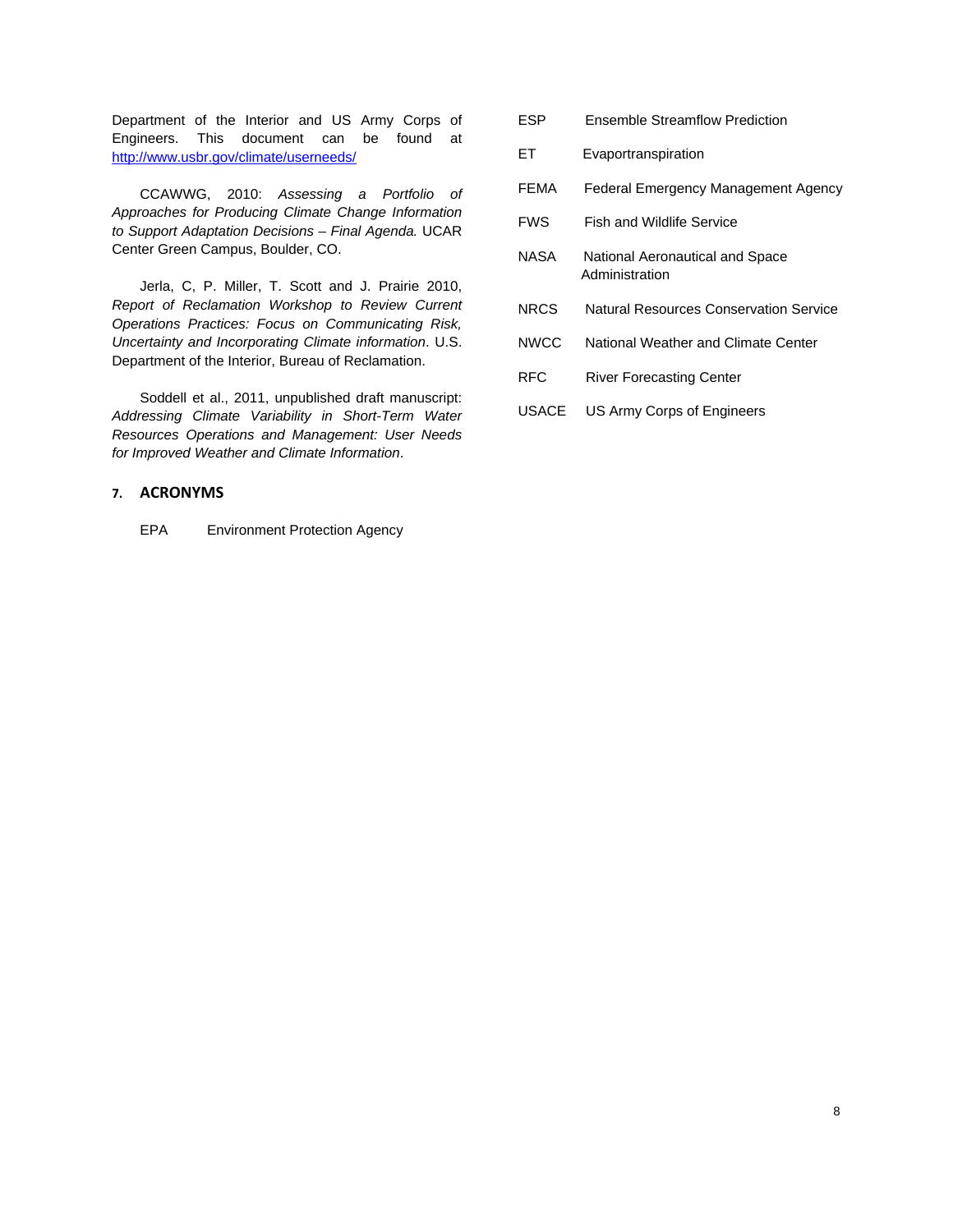Department of the Interior and US Army Corps of Engineers. This document can be found at [http://www.usbr.gov/climate/userneeds/](http://www.usbr.gov/climate/userneeds/)

CCAWWG, 2010: *Assessing a Portfolio of Approaches for Producing Climate Change Information to Support Adaptation Decisions – Final Agenda.* UCAR Center Green Campus, Boulder, CO.

Jerla, C, P. Miller, T. Scott and J. Prairie 2010, *Report of Reclamation Workshop to Review Current Operations Practices: Focus on Communicating Risk, Uncertainty and Incorporating Climate information*. U.S. Department of the Interior, Bureau of Reclamation.

Soddell et al., 2011, unpublished draft manuscript: *Addressing Climate Variability in Short-Term Water Resources Operations and Management: User Needs for Improved Weather and Climate Information*.

## 7. ACRONYMS

| | |
|---|---|
| EPA | Environment Protection Agency |
| ESP | Ensemble Streamflow Prediction |
| ET | Evaportranspiration |
| FEMA | Federal Emergency Management Agency |
| FWS | Fish and Wildlife Service |
| NASA | National Aeronautical and Space Administration |
| NRCS | Natural Resources Conservation Service |
| NWCC | National Weather and Climate Center |
| RFC | River Forecasting Center |
| USACE | US Army Corps of Engineers |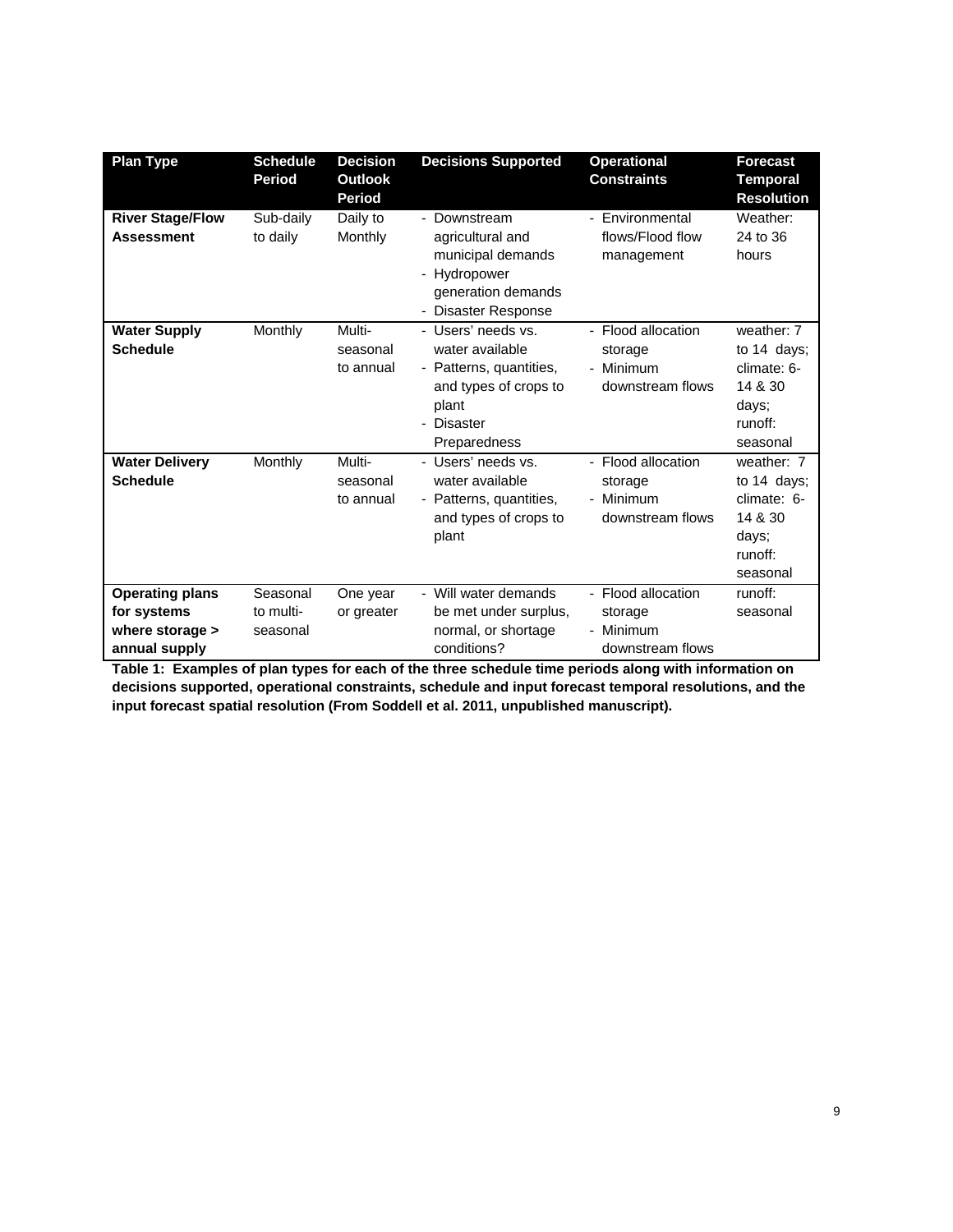| Plan Type | Schedule Period | Decision Outlook Period | Decisions Supported | Operational Constraints | Forecast Temporal Resolution |
|---|---|---|---|---|---|
| **River Stage/Flow Assessment** | Sub-daily to daily | Daily to Monthly | - Downstream agricultural and municipal demands<br>- Hydropower generation demands<br>- Disaster Response | - Environmental flows/Flood flow management | Weather: 24 to 36 hours |
| **Water Supply Schedule** | Monthly | Multi-seasonal to annual | - Users' needs vs. water available<br>- Patterns, quantities, and types of crops to plant<br>- Disaster Preparedness | - Flood allocation storage<br>- Minimum downstream flows | weather: 7 to 14 days; climate: 6-14 & 30 days; runoff: seasonal |
| **Water Delivery Schedule** | Monthly | Multi-seasonal to annual | - Users' needs vs. water available<br>- Patterns, quantities, and types of crops to plant | - Flood allocation storage<br>- Minimum downstream flows | weather: 7 to 14 days; climate: 6-14 & 30 days; runoff: seasonal |
| **Operating plans for systems where storage > annual supply** | Seasonal to multi-seasonal | One year or greater | - Will water demands be met under surplus, normal, or shortage conditions? | - Flood allocation storage<br>- Minimum downstream flows | runoff: seasonal |

**Table 1: Examples of plan types for each of the three schedule time periods along with information on decisions supported, operational constraints, schedule and input forecast temporal resolutions, and the input forecast spatial resolution (From Soddell et al. 2011, unpublished manuscript).**